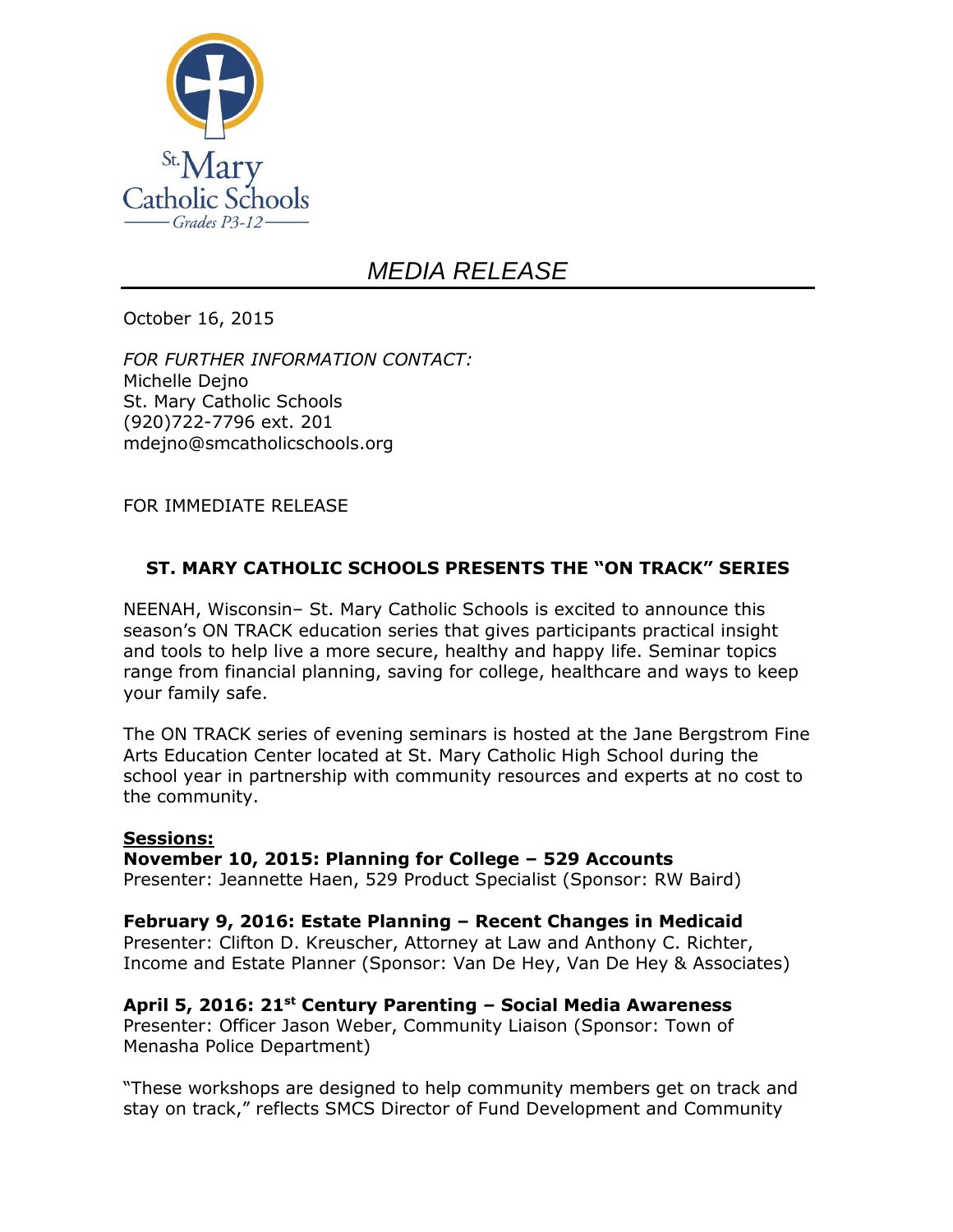St. Mary Catholic Schools
Grades P3-12

# *MEDIA RELEASE*

October 16, 2015

*FOR FURTHER INFORMATION CONTACT:*
Michelle Dejno
St. Mary Catholic Schools
(920)722-7796 ext. 201
mdejno@smcatholicschools.org

FOR IMMEDIATE RELEASE

## ST. MARY CATHOLIC SCHOOLS PRESENTS THE "ON TRACK" SERIES

NEENAH, Wisconsin– St. Mary Catholic Schools is excited to announce this season's ON TRACK education series that gives participants practical insight and tools to help live a more secure, healthy and happy life. Seminar topics range from financial planning, saving for college, healthcare and ways to keep your family safe.

The ON TRACK series of evening seminars is hosted at the Jane Bergstrom Fine Arts Education Center located at St. Mary Catholic High School during the school year in partnership with community resources and experts at no cost to the community.

**Sessions:**

**November 10, 2015: Planning for College – 529 Accounts**
Presenter: Jeannette Haen, 529 Product Specialist (Sponsor: RW Baird)

**February 9, 2016: Estate Planning – Recent Changes in Medicaid**
Presenter: Clifton D. Kreuscher, Attorney at Law and Anthony C. Richter, Income and Estate Planner (Sponsor: Van De Hey, Van De Hey & Associates)

**April 5, 2016: 21st Century Parenting – Social Media Awareness**
Presenter: Officer Jason Weber, Community Liaison (Sponsor: Town of Menasha Police Department)

"These workshops are designed to help community members get on track and stay on track," reflects SMCS Director of Fund Development and Community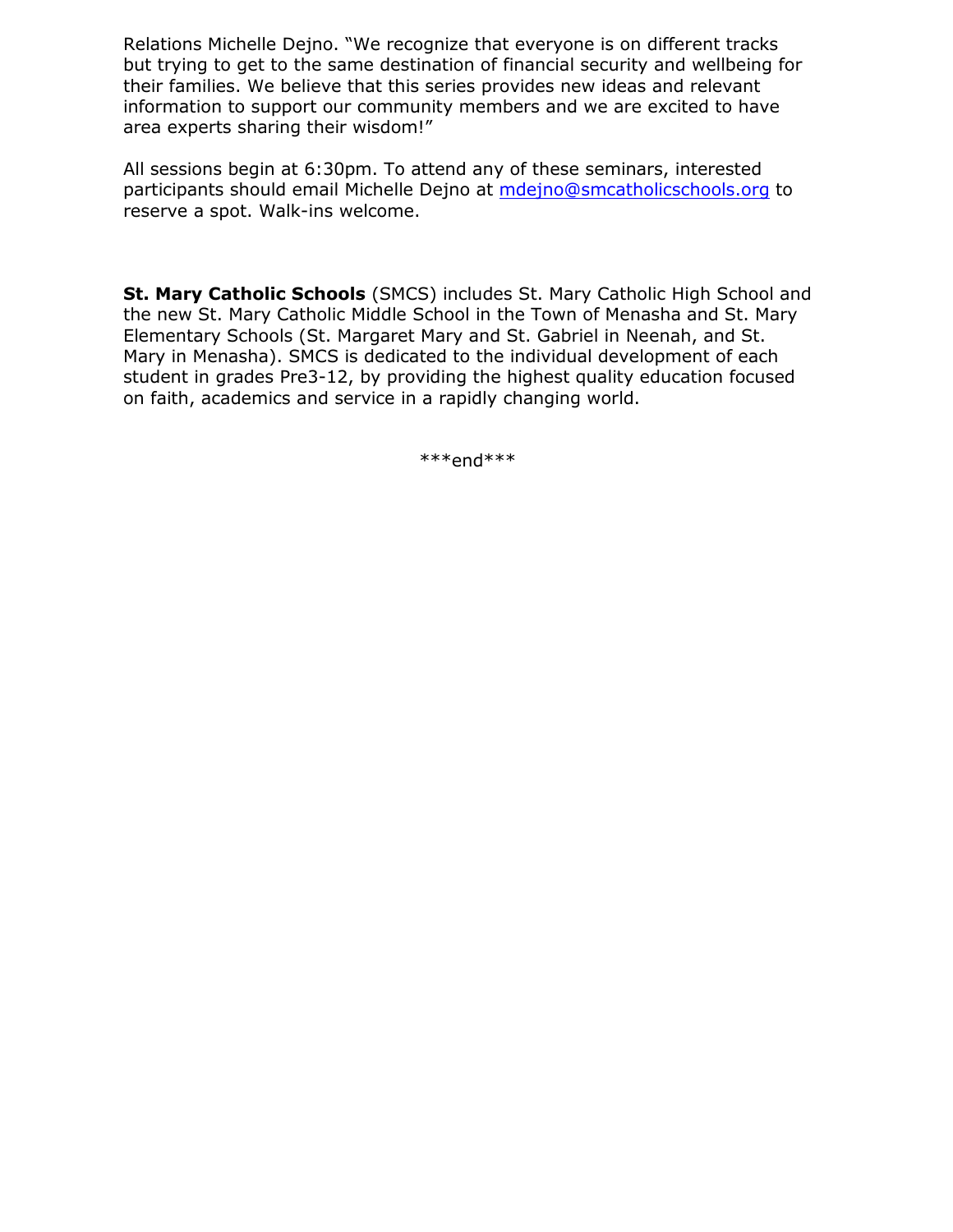Relations Michelle Dejno. "We recognize that everyone is on different tracks but trying to get to the same destination of financial security and wellbeing for their families. We believe that this series provides new ideas and relevant information to support our community members and we are excited to have area experts sharing their wisdom!"

All sessions begin at 6:30pm. To attend any of these seminars, interested participants should email Michelle Dejno at mdejno@smcatholicschools.org to reserve a spot. Walk-ins welcome.

**St. Mary Catholic Schools** (SMCS) includes St. Mary Catholic High School and the new St. Mary Catholic Middle School in the Town of Menasha and St. Mary Elementary Schools (St. Margaret Mary and St. Gabriel in Neenah, and St. Mary in Menasha). SMCS is dedicated to the individual development of each student in grades Pre3-12, by providing the highest quality education focused on faith, academics and service in a rapidly changing world.

***end***